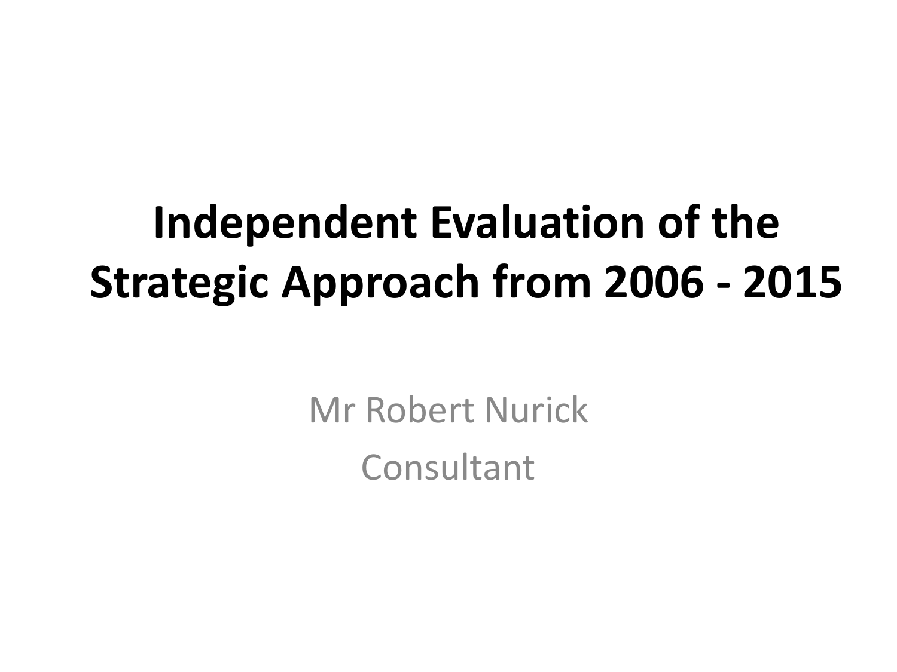# Independent Evaluation of the Strategic Approach from 2006 - 2015

Mr Robert Nurick

Consultant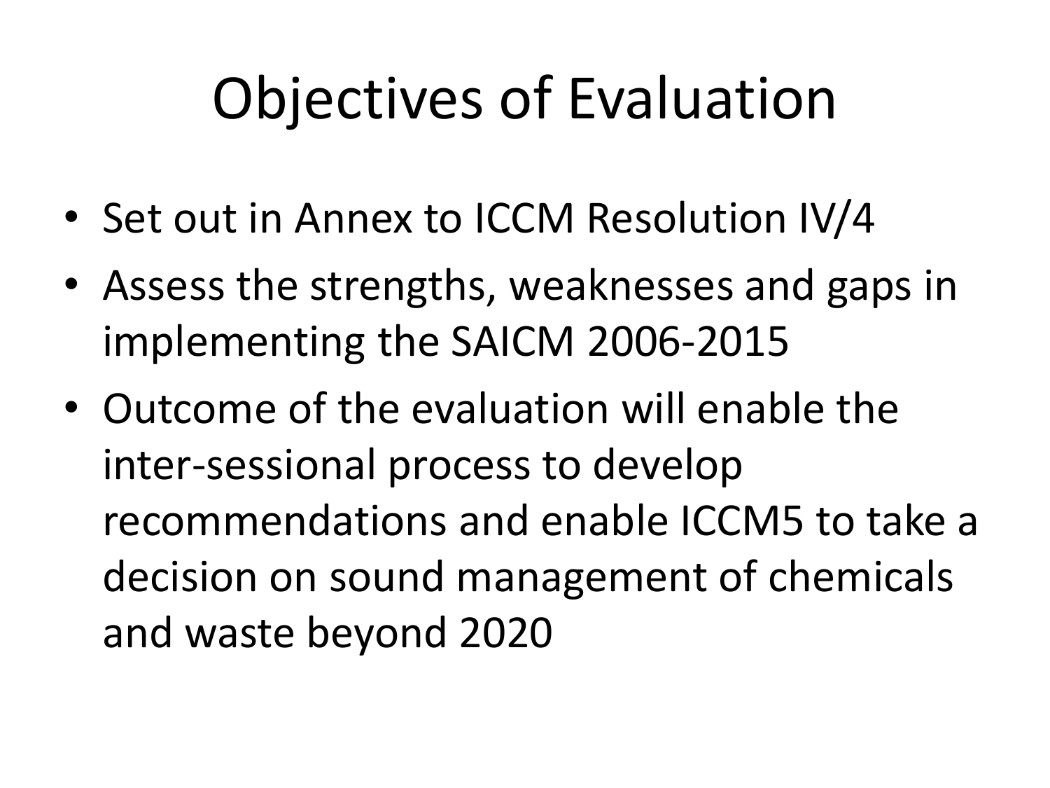# Objectives of Evaluation

- Set out in Annex to ICCM Resolution IV/4
- Assess the strengths, weaknesses and gaps in implementing the SAICM 2006-2015
- Outcome of the evaluation will enable the inter-sessional process to develop recommendations and enable ICCM5 to take a decision on sound management of chemicals and waste beyond 2020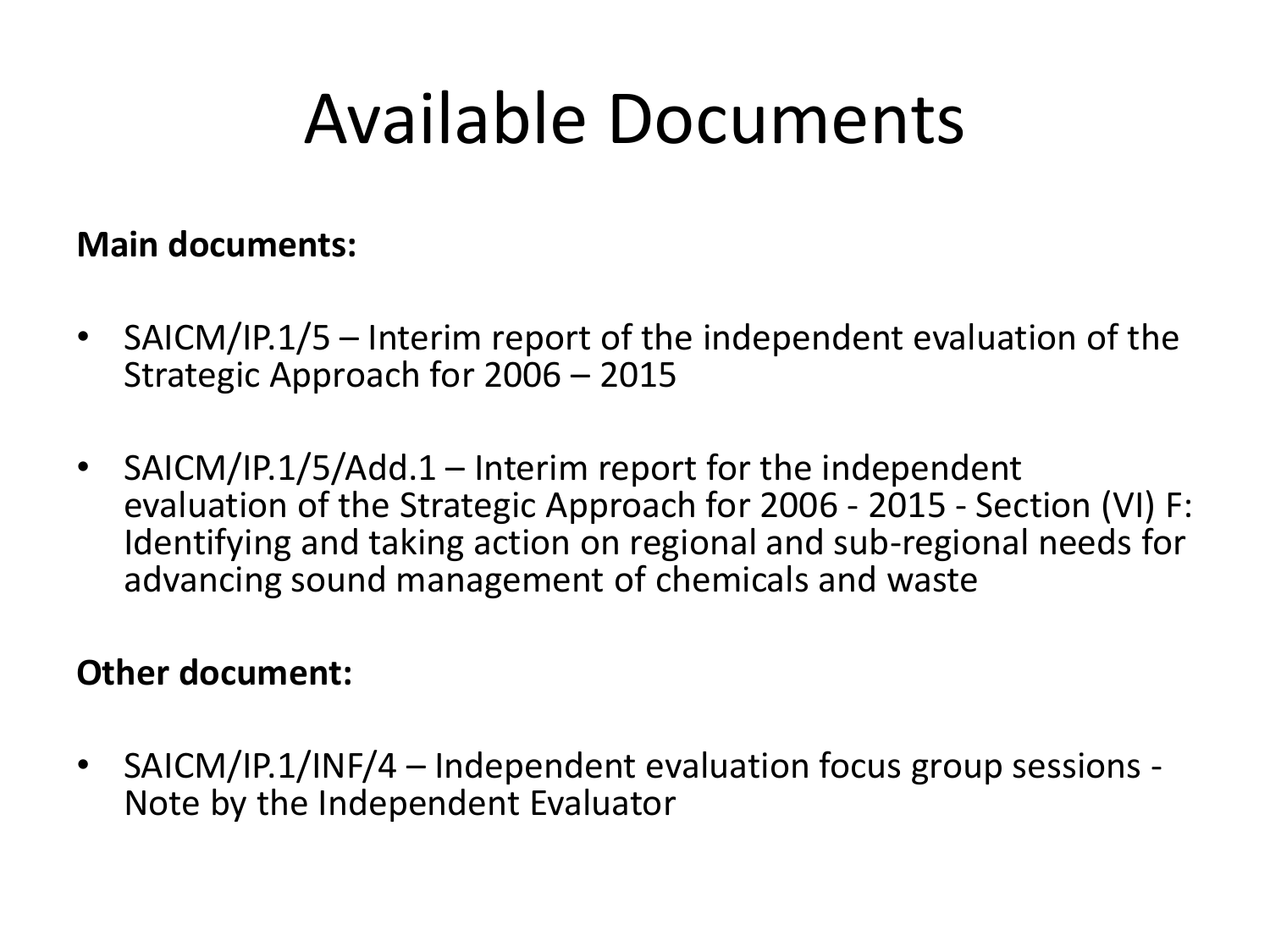# Available Documents

**Main documents:**

- SAICM/IP.1/5 – Interim report of the independent evaluation of the Strategic Approach for 2006 – 2015
- SAICM/IP.1/5/Add.1 – Interim report for the independent evaluation of the Strategic Approach for 2006 - 2015 - Section (VI) F: Identifying and taking action on regional and sub-regional needs for advancing sound management of chemicals and waste

**Other document:**

- SAICM/IP.1/INF/4 – Independent evaluation focus group sessions - Note by the Independent Evaluator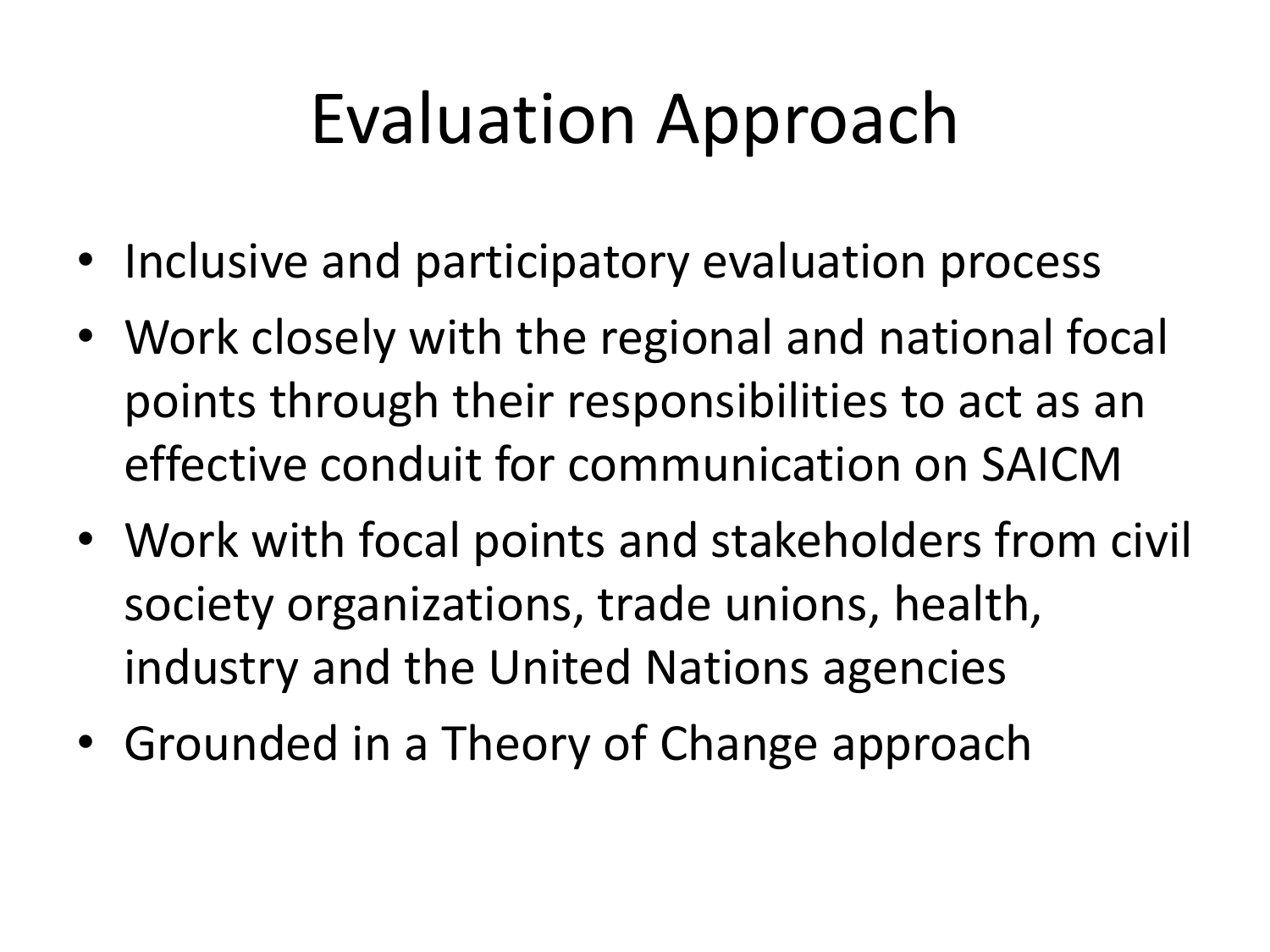# Evaluation Approach

- Inclusive and participatory evaluation process
- Work closely with the regional and national focal points through their responsibilities to act as an effective conduit for communication on SAICM
- Work with focal points and stakeholders from civil society organizations, trade unions, health, industry and the United Nations agencies
- Grounded in a Theory of Change approach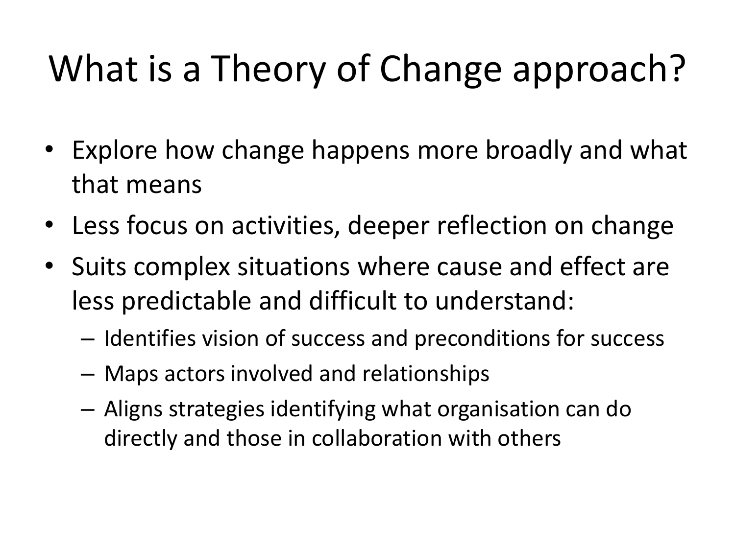# What is a Theory of Change approach?

- Explore how change happens more broadly and what that means
- Less focus on activities, deeper reflection on change
- Suits complex situations where cause and effect are less predictable and difficult to understand:
  - Identifies vision of success and preconditions for success
  - Maps actors involved and relationships
  - Aligns strategies identifying what organisation can do directly and those in collaboration with others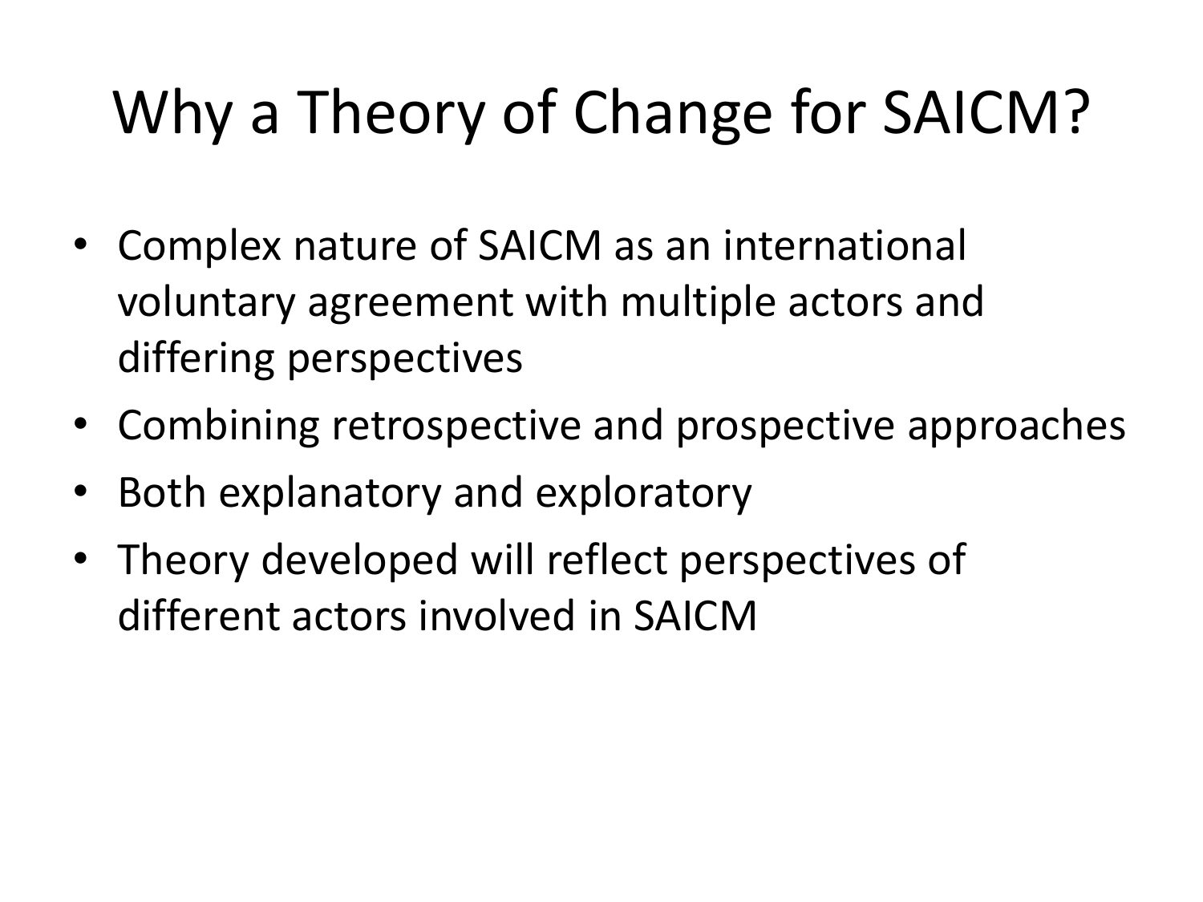# Why a Theory of Change for SAICM?

- Complex nature of SAICM as an international voluntary agreement with multiple actors and differing perspectives
- Combining retrospective and prospective approaches
- Both explanatory and exploratory
- Theory developed will reflect perspectives of different actors involved in SAICM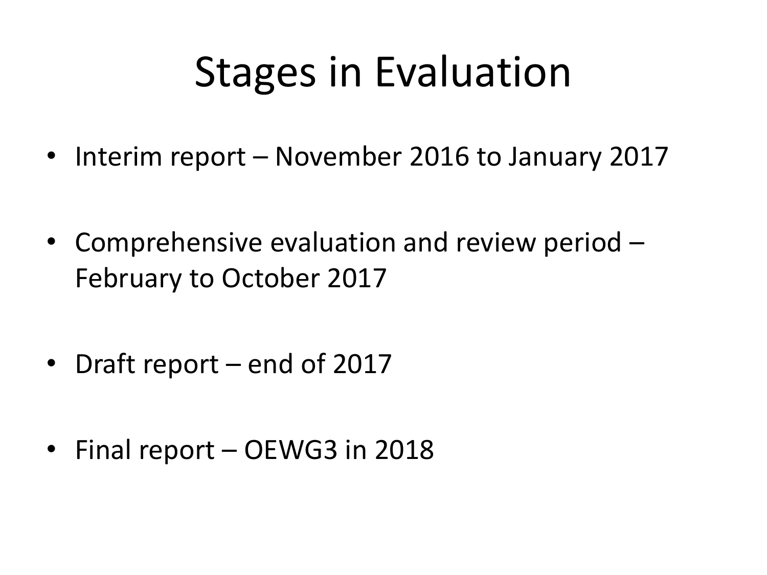# Stages in Evaluation

- Interim report – November 2016 to January 2017
- Comprehensive evaluation and review period – February to October 2017
- Draft report – end of 2017
- Final report – OEWG3 in 2018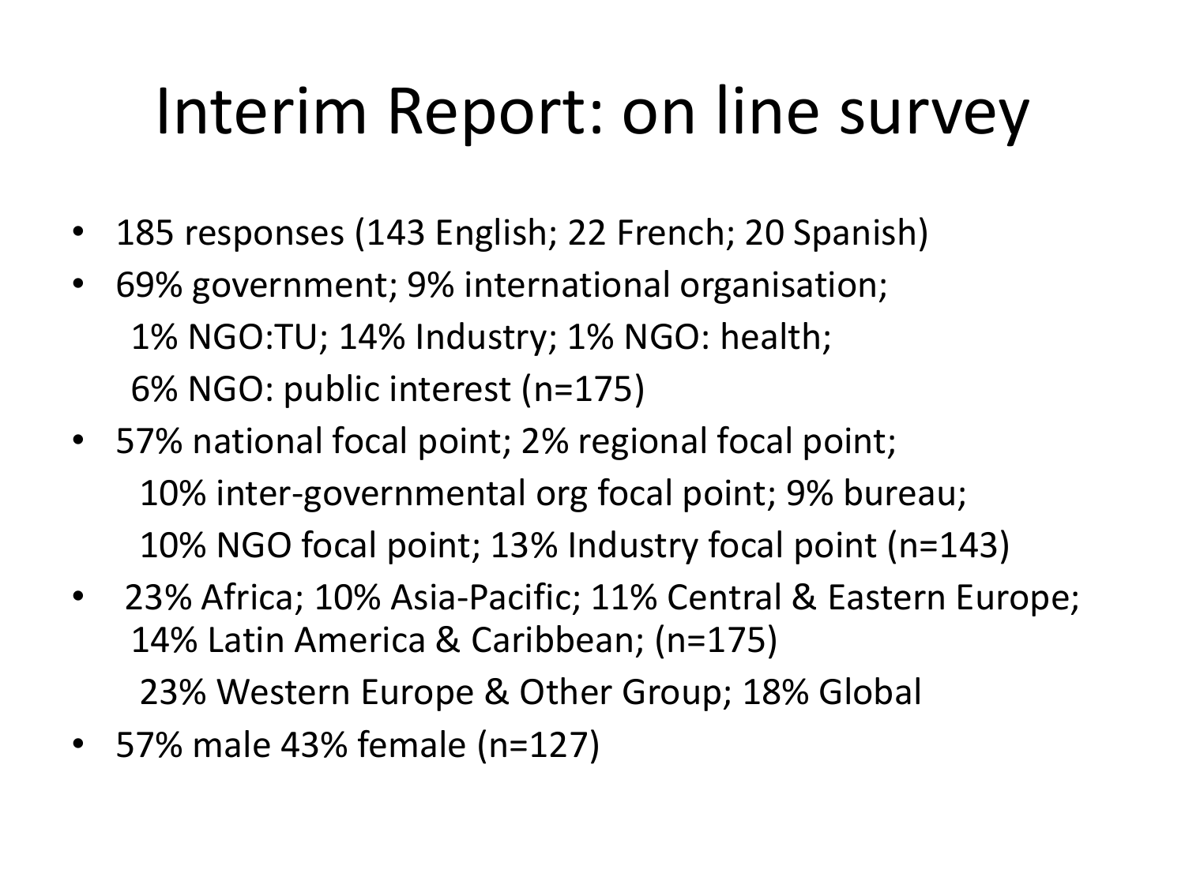# Interim Report: on line survey

- 185 responses (143 English; 22 French; 20 Spanish)
- 69% government; 9% international organisation; 1% NGO:TU; 14% Industry; 1% NGO: health; 6% NGO: public interest (n=175)
- 57% national focal point; 2% regional focal point; 10% inter-governmental org focal point; 9% bureau; 10% NGO focal point; 13% Industry focal point (n=143)
- 23% Africa; 10% Asia-Pacific; 11% Central & Eastern Europe; 14% Latin America & Caribbean; (n=175) 23% Western Europe & Other Group; 18% Global
- 57% male 43% female (n=127)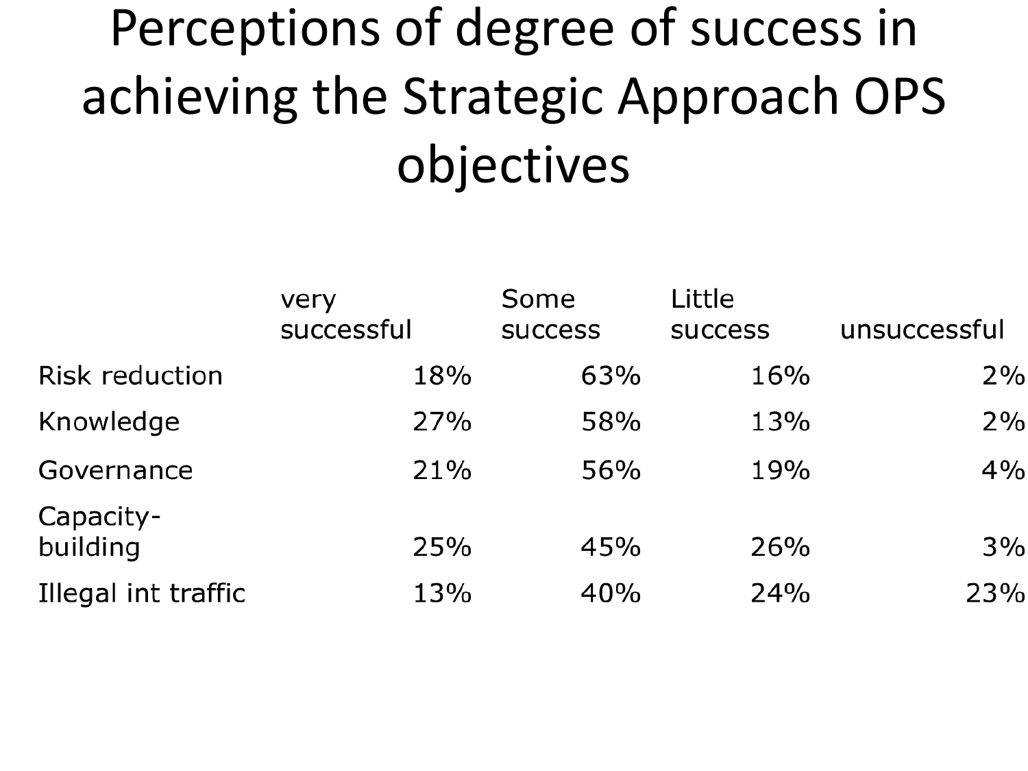# Perceptions of degree of success in achieving the Strategic Approach OPS objectives

| | very successful | Some success | Little success | unsuccessful |
|---|---|---|---|---|
| Risk reduction | 18% | 63% | 16% | 2% |
| Knowledge | 27% | 58% | 13% | 2% |
| Governance | 21% | 56% | 19% | 4% |
| Capacity-building | 25% | 45% | 26% | 3% |
| Illegal int traffic | 13% | 40% | 24% | 23% |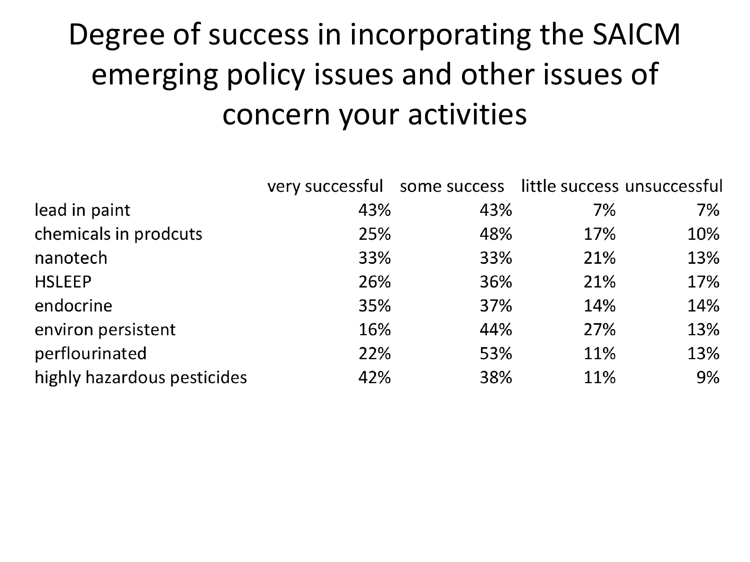# Degree of success in incorporating the SAICM emerging policy issues and other issues of concern your activities

| | very successful | some success | little success | unsuccessful |
|---|---|---|---|---|
| lead in paint | 43% | 43% | 7% | 7% |
| chemicals in prodcuts | 25% | 48% | 17% | 10% |
| nanotech | 33% | 33% | 21% | 13% |
| HSLEEP | 26% | 36% | 21% | 17% |
| endocrine | 35% | 37% | 14% | 14% |
| environ persistent | 16% | 44% | 27% | 13% |
| perflourinated | 22% | 53% | 11% | 13% |
| highly hazardous pesticides | 42% | 38% | 11% | 9% |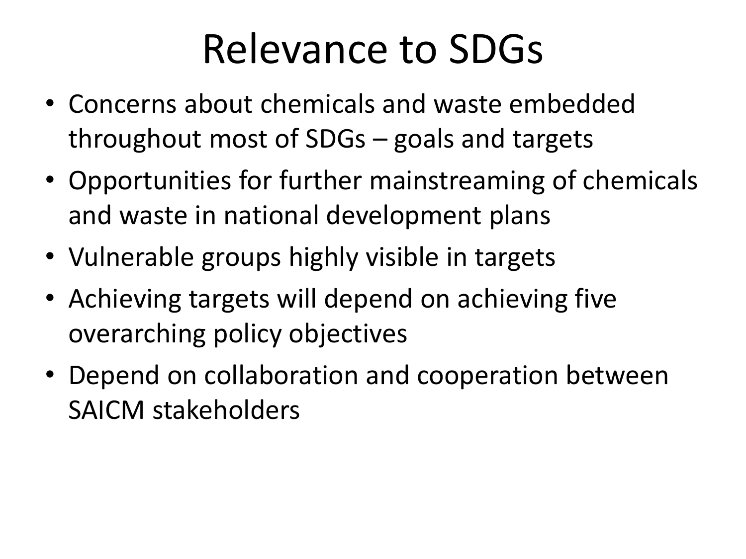# Relevance to SDGs

- Concerns about chemicals and waste embedded throughout most of SDGs – goals and targets
- Opportunities for further mainstreaming of chemicals and waste in national development plans
- Vulnerable groups highly visible in targets
- Achieving targets will depend on achieving five overarching policy objectives
- Depend on collaboration and cooperation between SAICM stakeholders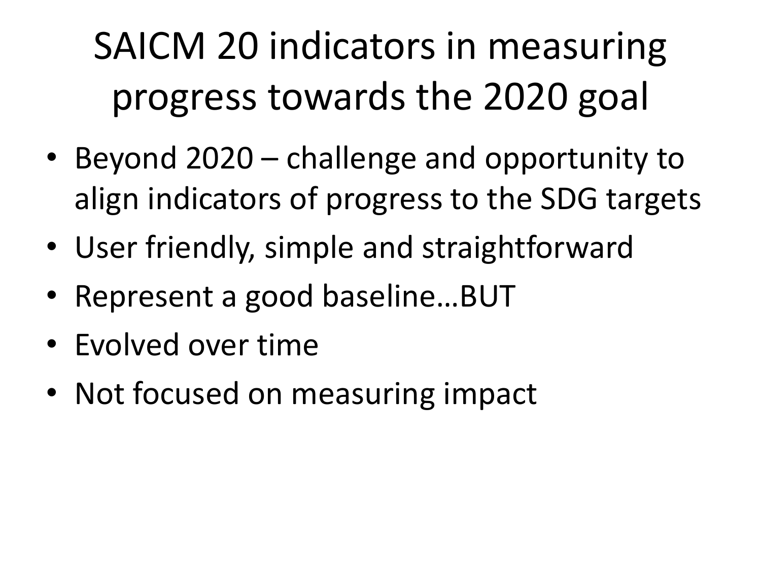# SAICM 20 indicators in measuring progress towards the 2020 goal

- Beyond 2020 – challenge and opportunity to align indicators of progress to the SDG targets
- User friendly, simple and straightforward
- Represent a good baseline…BUT
- Evolved over time
- Not focused on measuring impact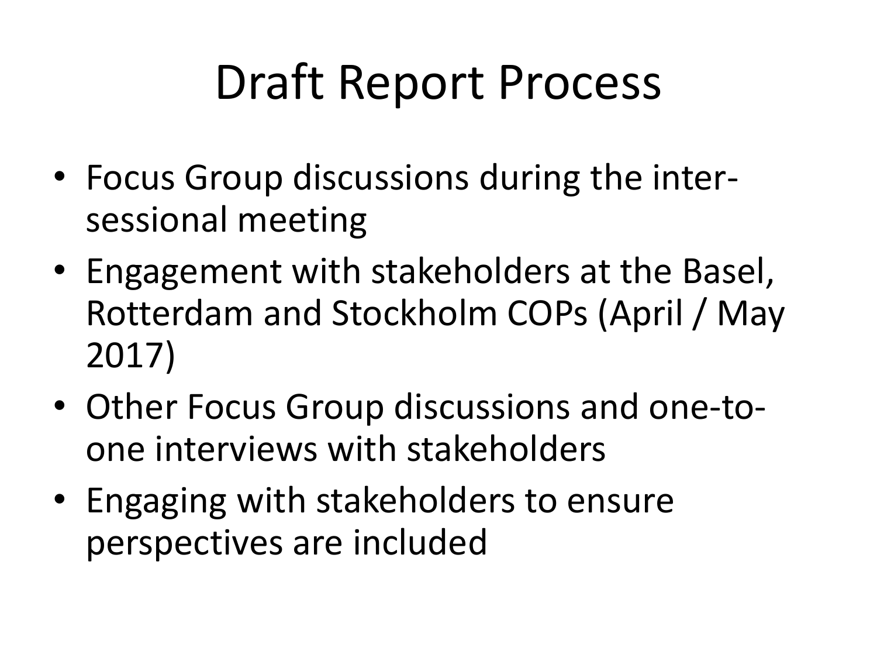# Draft Report Process

- Focus Group discussions during the inter-sessional meeting
- Engagement with stakeholders at the Basel, Rotterdam and Stockholm COPs (April / May 2017)
- Other Focus Group discussions and one-to-one interviews with stakeholders
- Engaging with stakeholders to ensure perspectives are included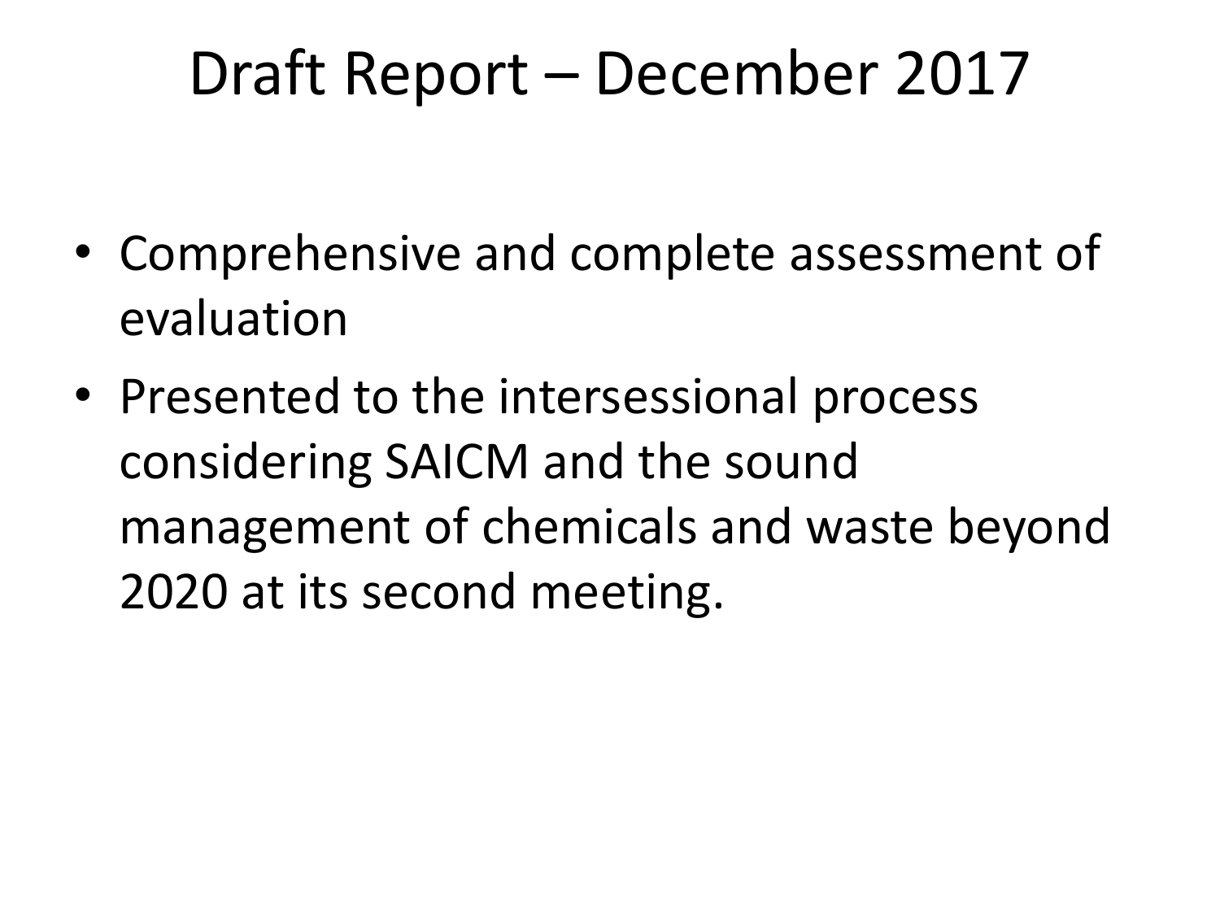# Draft Report – December 2017

- Comprehensive and complete assessment of evaluation
- Presented to the intersessional process considering SAICM and the sound management of chemicals and waste beyond 2020 at its second meeting.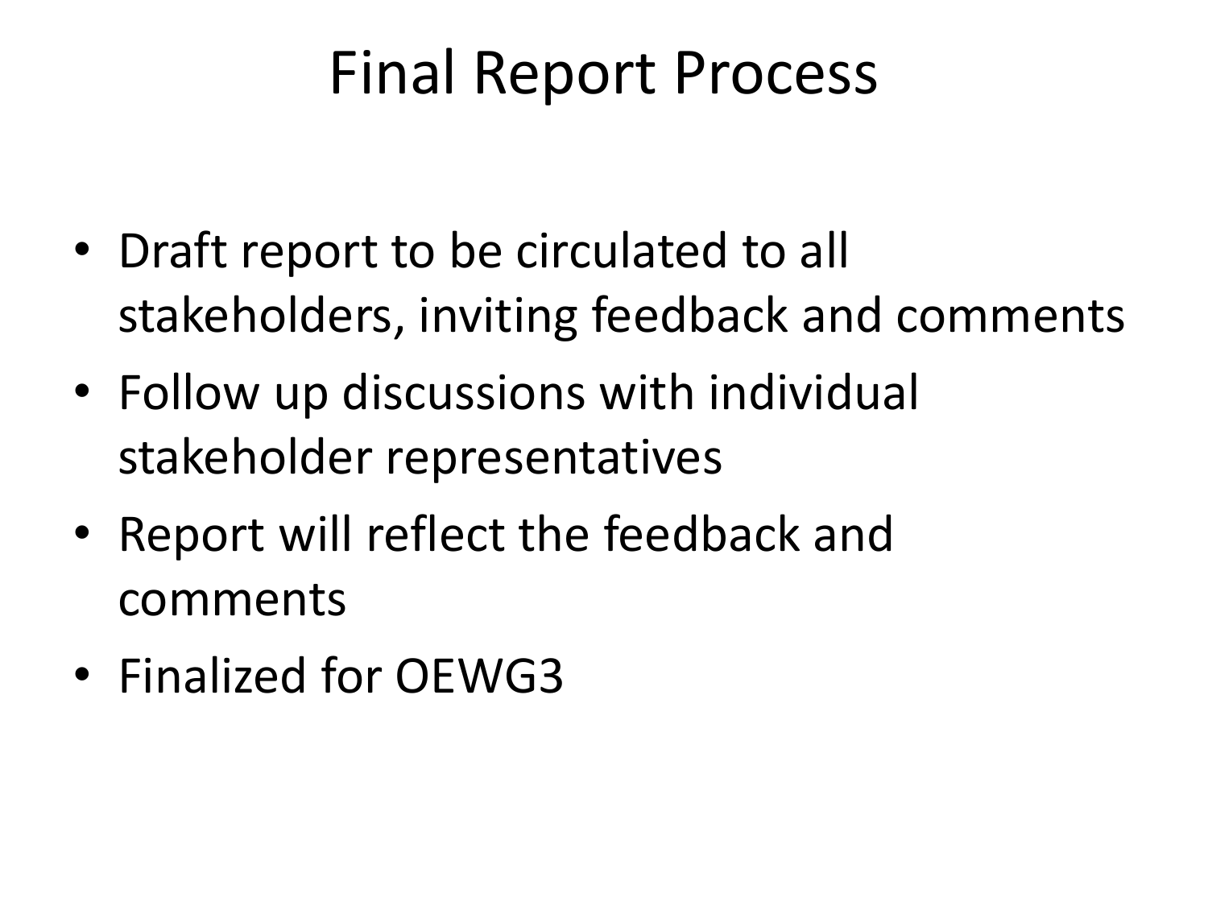# Final Report Process

- Draft report to be circulated to all stakeholders, inviting feedback and comments
- Follow up discussions with individual stakeholder representatives
- Report will reflect the feedback and comments
- Finalized for OEWG3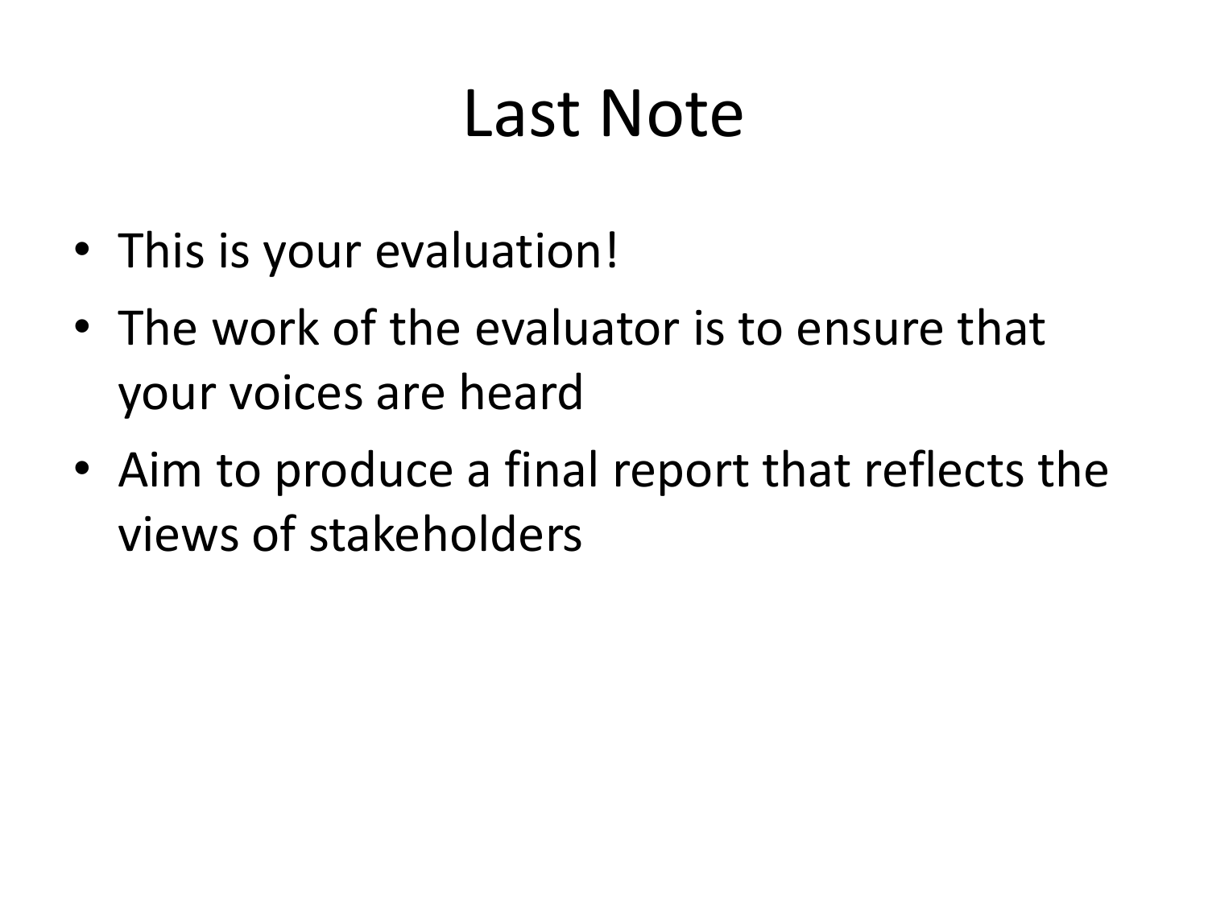# Last Note

- This is your evaluation!
- The work of the evaluator is to ensure that your voices are heard
- Aim to produce a final report that reflects the views of stakeholders